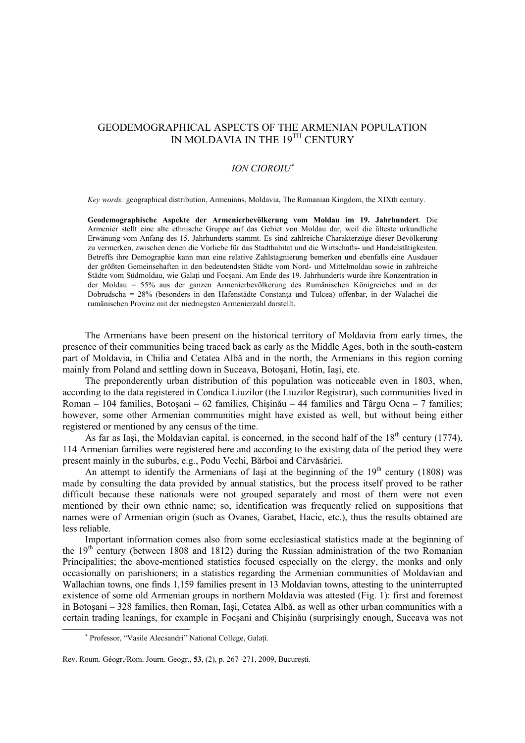# GEODEMOGRAPHICAL ASPECTS OF THE ARMENIAN POPULATION IN MOLDAVIA IN THE 19TH CENTURY

*ION CIOROIU*[*]

*Key words:* geographical distribution, Armenians, Moldavia, The Romanian Kingdom, the XIXth century.

**Geodemographische Aspekte der Armenierbevölkerung vom Moldau im 19. Jahrhundert**. Die Armenier stellt eine alte ethnische Gruppe auf das Gebiet von Moldau dar, weil die älteste urkundliche Erwänung vom Anfang des 15. Jahrhunderts stammt. Es sind zahlreiche Charakterzüge dieser Bevölkerung zu vermerken, zwischen denen die Vorliebe für das Stadthabitat und die Wirtschafts- und Handelstätigkeiten. Betreffs ihre Demographie kann man eine relative Zahlstagnierung bemerken und ebenfalls eine Ausdauer der größten Gemeinsehaften in den bedeutendsten Städte vom Nord- und Mittelmoldau sowie in zahlreiche Städte vom Südmoldau, wie Galaţi und Focşani. Am Ende des 19. Jahrhunderts wurde ihre Konzentration in der Moldau = 55% aus der ganzen Armenierbevölkerung des Rumänischen Königreiches und in der Dobrudscha = 28% (besonders in den Hafenstädte Constanţa und Tulcea) offenbar, in der Walachei die rumänischen Provinz mit der niedriegsten Armenierzahl darstellt.

The Armenians have been present on the historical territory of Moldavia from early times, the presence of their communities being traced back as early as the Middle Ages, both in the south-eastern part of Moldavia, in Chilia and Cetatea Albă and in the north, the Armenians in this region coming mainly from Poland and settling down in Suceava, Botoşani, Hotin, Iaşi, etc.

The preponderently urban distribution of this population was noticeable even in 1803, when, according to the data registered in Condica Liuzilor (the Liuzilor Registrar), such communities lived in Roman – 104 families, Botoşani – 62 families, Chişinău – 44 families and Târgu Ocna – 7 families; however, some other Armenian communities might have existed as well, but without being either registered or mentioned by any census of the time.

As far as Iaşi, the Moldavian capital, is concerned, in the second half of the 18th century (1774), 114 Armenian families were registered here and according to the existing data of the period they were present mainly in the suburbs, e.g., Podu Vechi, Bărboi and Cărvăsăriei.

An attempt to identify the Armenians of Iaşi at the beginning of the 19th century (1808) was made by consulting the data provided by annual statistics, but the process itself proved to be rather difficult because these nationals were not grouped separately and most of them were not even mentioned by their own ethnic name; so, identification was frequently relied on suppositions that names were of Armenian origin (such as Ovanes, Garabet, Hacic, etc.), thus the results obtained are less reliable.

Important information comes also from some ecclesiastical statistics made at the beginning of the 19th century (between 1808 and 1812) during the Russian administration of the two Romanian Principalities; the above-mentioned statistics focused especially on the clergy, the monks and only occasionally on parishioners; in a statistics regarding the Armenian communities of Moldavian and Wallachian towns, one finds 1,159 families present in 13 Moldavian towns, attesting to the uninterrupted existence of some old Armenian groups in northern Moldavia was attested (Fig. 1): first and foremost in Botoşani – 328 families, then Roman, Iaşi, Cetatea Albă, as well as other urban communities with a certain trading leanings, for example in Focşani and Chişinău (surprisingly enough, Suceava was not

[*] Professor, "Vasile Alecsandri" National College, Galaţi.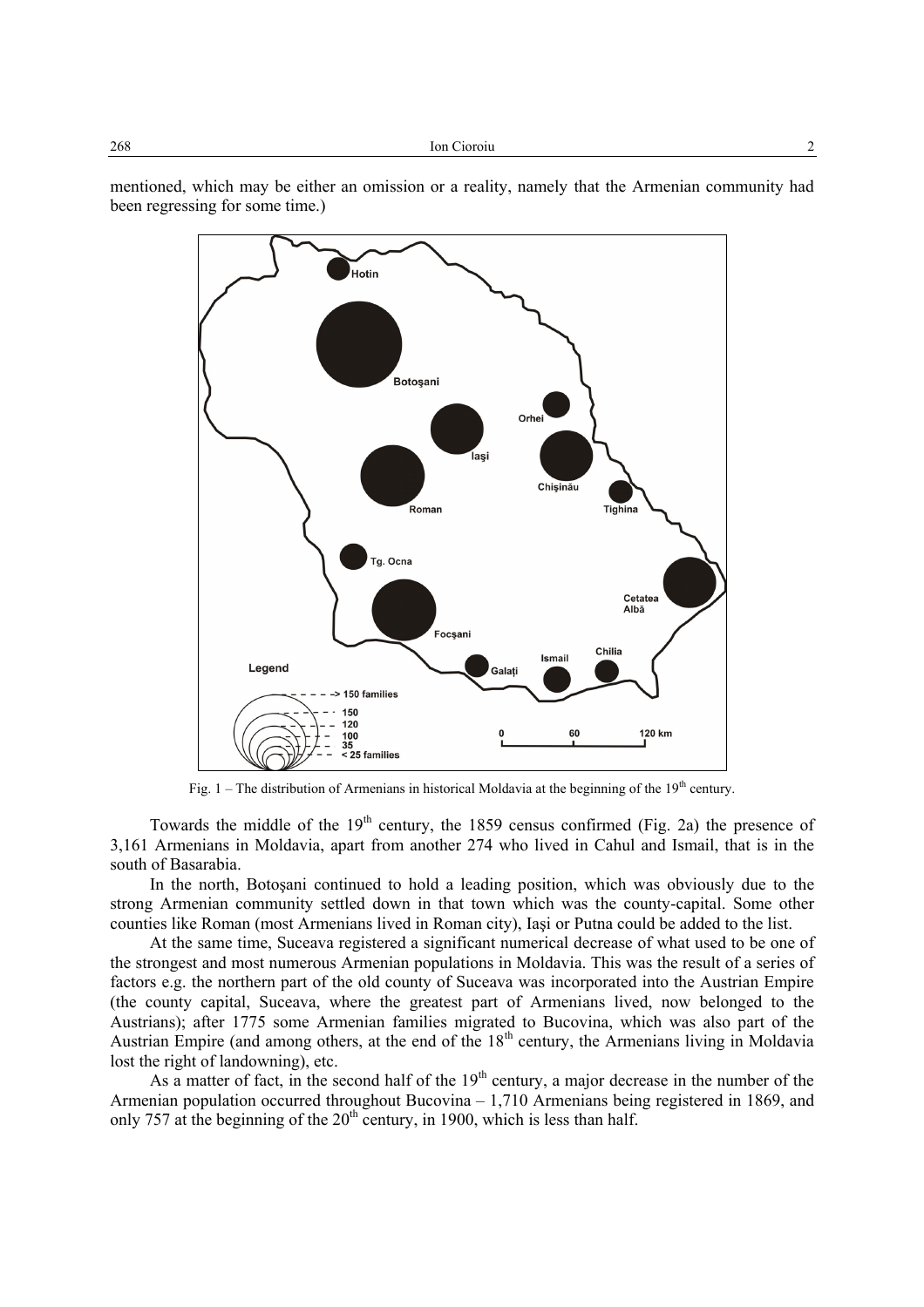mentioned, which may be either an omission or a reality, namely that the Armenian community had been regressing for some time.)

Fig. 1 – The distribution of Armenians in historical Moldavia at the beginning of the 19th century.

Towards the middle of the 19th century, the 1859 census confirmed (Fig. 2a) the presence of 3,161 Armenians in Moldavia, apart from another 274 who lived in Cahul and Ismail, that is in the south of Basarabia.

In the north, Botoşani continued to hold a leading position, which was obviously due to the strong Armenian community settled down in that town which was the county-capital. Some other counties like Roman (most Armenians lived in Roman city), Iaşi or Putna could be added to the list.

At the same time, Suceava registered a significant numerical decrease of what used to be one of the strongest and most numerous Armenian populations in Moldavia. This was the result of a series of factors e.g. the northern part of the old county of Suceava was incorporated into the Austrian Empire (the county capital, Suceava, where the greatest part of Armenians lived, now belonged to the Austrians); after 1775 some Armenian families migrated to Bucovina, which was also part of the Austrian Empire (and among others, at the end of the 18th century, the Armenians living in Moldavia lost the right of landowning), etc.

As a matter of fact, in the second half of the 19th century, a major decrease in the number of the Armenian population occurred throughout Bucovina – 1,710 Armenians being registered in 1869, and only 757 at the beginning of the 20th century, in 1900, which is less than half.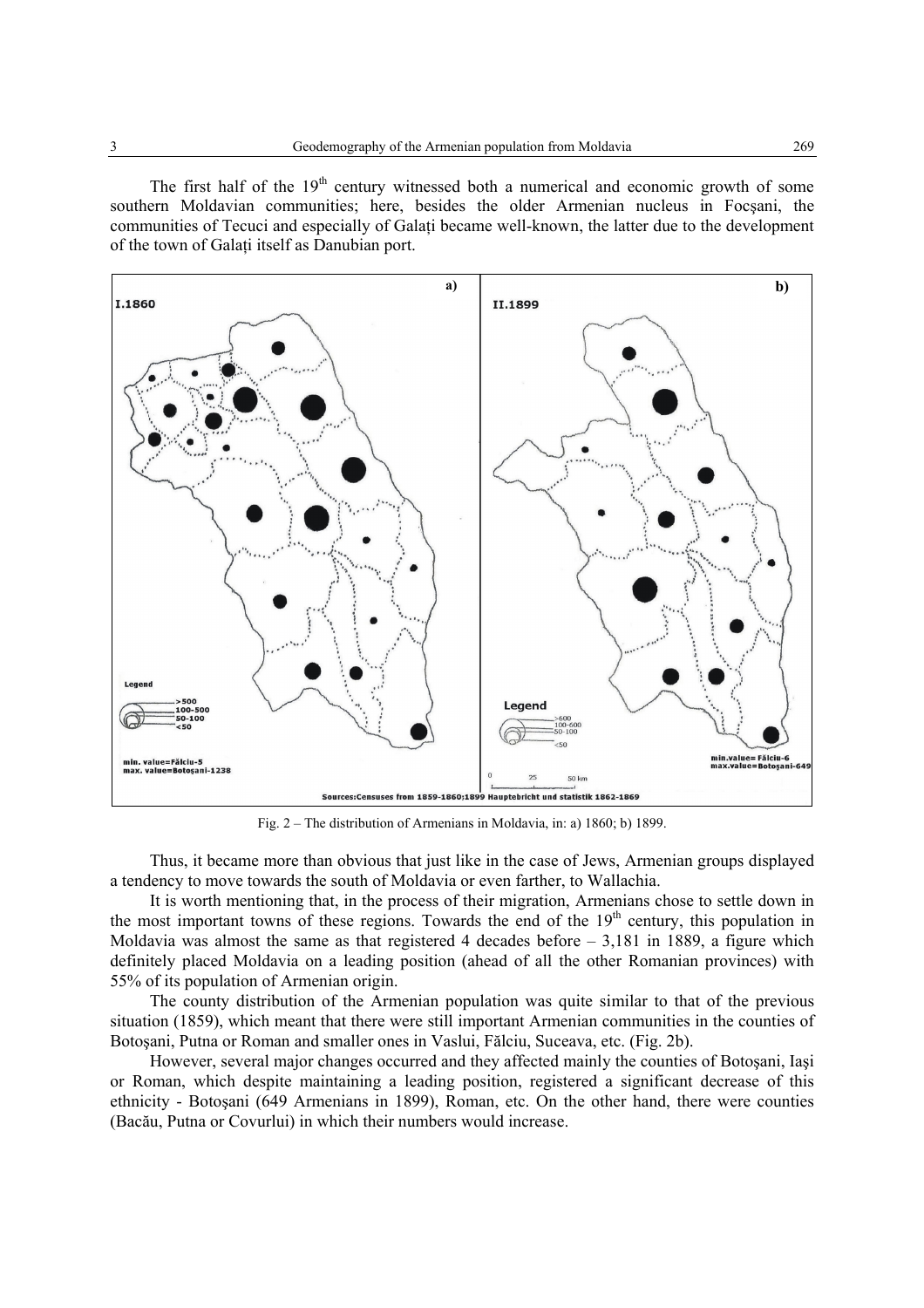The first half of the 19th century witnessed both a numerical and economic growth of some southern Moldavian communities; here, besides the older Armenian nucleus in Focşani, the communities of Tecuci and especially of Galați became well-known, the latter due to the development of the town of Galați itself as Danubian port.

Fig. 2 – The distribution of Armenians in Moldavia, in: a) 1860; b) 1899.

Thus, it became more than obvious that just like in the case of Jews, Armenian groups displayed a tendency to move towards the south of Moldavia or even farther, to Wallachia.

It is worth mentioning that, in the process of their migration, Armenians chose to settle down in the most important towns of these regions. Towards the end of the 19th century, this population in Moldavia was almost the same as that registered 4 decades before – 3,181 in 1889, a figure which definitely placed Moldavia on a leading position (ahead of all the other Romanian provinces) with 55% of its population of Armenian origin.

The county distribution of the Armenian population was quite similar to that of the previous situation (1859), which meant that there were still important Armenian communities in the counties of Botoşani, Putna or Roman and smaller ones in Vaslui, Fălciu, Suceava, etc. (Fig. 2b).

However, several major changes occurred and they affected mainly the counties of Botoşani, Iaşi or Roman, which despite maintaining a leading position, registered a significant decrease of this ethnicity - Botoşani (649 Armenians in 1899), Roman, etc. On the other hand, there were counties (Bacău, Putna or Covurlui) in which their numbers would increase.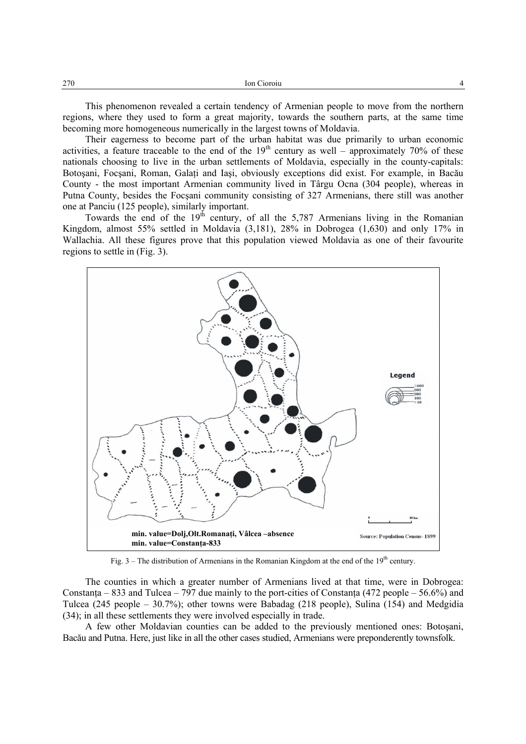This phenomenon revealed a certain tendency of Armenian people to move from the northern regions, where they used to form a great majority, towards the southern parts, at the same time becoming more homogeneous numerically in the largest towns of Moldavia.

Their eagerness to become part of the urban habitat was due primarily to urban economic activities, a feature traceable to the end of the 19th century as well – approximately 70% of these nationals choosing to live in the urban settlements of Moldavia, especially in the county-capitals: Botoşani, Focşani, Roman, Galaţi and Iaşi, obviously exceptions did exist. For example, in Bacău County - the most important Armenian community lived in Târgu Ocna (304 people), whereas in Putna County, besides the Focşani community consisting of 327 Armenians, there still was another one at Panciu (125 people), similarly important.

Towards the end of the 19th century, of all the 5,787 Armenians living in the Romanian Kingdom, almost 55% settled in Moldavia (3,181), 28% in Dobrogea (1,630) and only 17% in Wallachia. All these figures prove that this population viewed Moldavia as one of their favourite regions to settle in (Fig. 3).

Legend: >600, 600, 300, 100, <10

min. value=Dolj,Olt.Romanaţi, Vâlcea –absence
min. value=Constanţa-833

Source: Population Census- 1899

Fig. 3 – The distribution of Armenians in the Romanian Kingdom at the end of the 19th century.

The counties in which a greater number of Armenians lived at that time, were in Dobrogea: Constanţa – 833 and Tulcea – 797 due mainly to the port-cities of Constanţa (472 people – 56.6%) and Tulcea (245 people – 30.7%); other towns were Babadag (218 people), Sulina (154) and Medgidia (34); in all these settlements they were involved especially in trade.

A few other Moldavian counties can be added to the previously mentioned ones: Botoşani, Bacău and Putna. Here, just like in all the other cases studied, Armenians were preponderently townsfolk.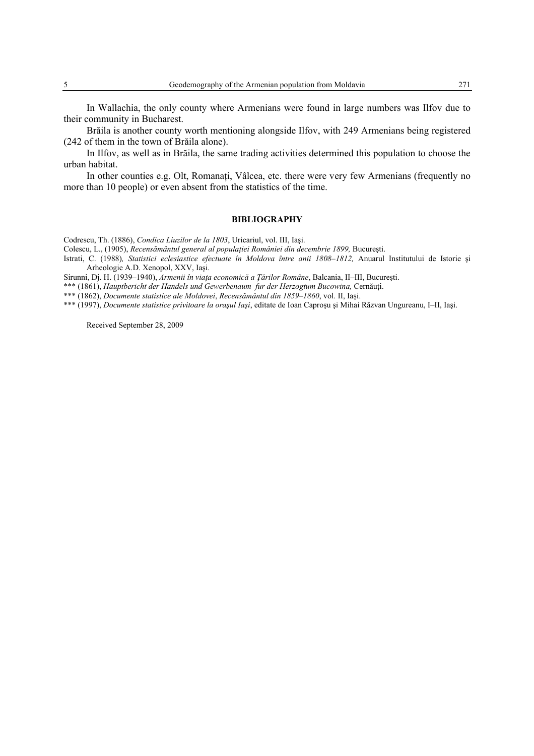In Wallachia, the only county where Armenians were found in large numbers was Ilfov due to their community in Bucharest.

Brăila is another county worth mentioning alongside Ilfov, with 249 Armenians being registered (242 of them in the town of Brăila alone).

In Ilfov, as well as in Brăila, the same trading activities determined this population to choose the urban habitat.

In other counties e.g. Olt, Romanați, Vâlcea, etc. there were very few Armenians (frequently no more than 10 people) or even absent from the statistics of the time.

## BIBLIOGRAPHY

Codrescu, Th. (1886), *Condica Liuzilor de la 1803*, Uricariul, vol. III, Iaşi.

Colescu, L., (1905), *Recensământul general al populației României din decembrie 1899,* Bucureşti.

Istrati, C. (1988)*, Statistici eclesiastice efectuate în Moldova între anii 1808–1812,* Anuarul Institutului de Istorie şi Arheologie A.D. Xenopol, XXV, Iaşi.

Sirunni, Dj. H. (1939–1940), *Armenii în viața economică a Țărilor Române*, Balcania, II–III, Bucureşti.

*** (1861), *Hauptbericht der Handels und Gewerbenaum fur der Herzogtum Bucowina,* Cernăuți.

*** (1862), *Documente statistice ale Moldovei*, *Recensământul din 1859–1860*, vol. II, Iaşi.

*** (1997), *Documente statistice privitoare la oraşul Iaşi*, editate de Ioan Caproşu şi Mihai Răzvan Ungureanu, I–II, Iaşi.

Received September 28, 2009